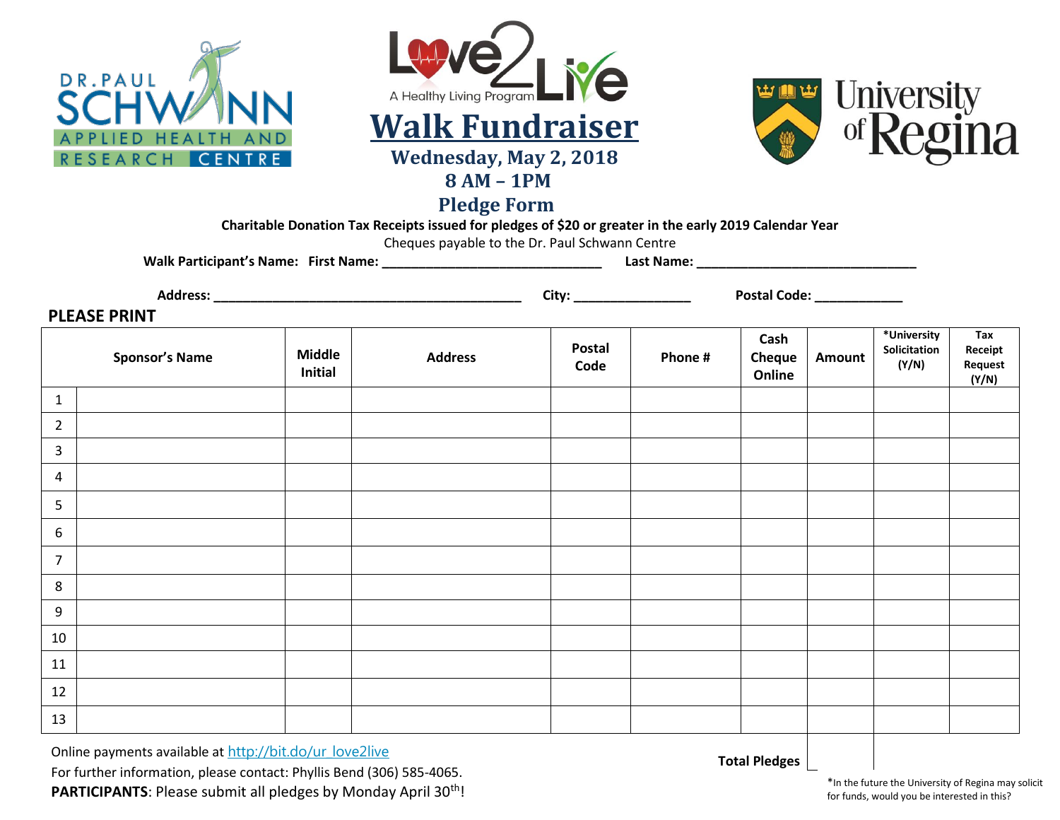DR. PAUL SCHWANN APPLIED HEALTH AND RESEARCH CENTRE

Love2Live – A Healthy Living Program

# Walk Fundraiser

## Wednesday, May 2, 2018
## 8 AM – 1PM
## Pledge Form

University of Regina

**Charitable Donation Tax Receipts issued for pledges of $20 or greater in the early 2019 Calendar Year**

Cheques payable to the Dr. Paul Schwann Centre

**Walk Participant's Name: First Name:** ______________________________ **Last Name:** ______________________________

**Address:** ________________________________________ **City:** _______________ **Postal Code:** ___________

**PLEASE PRINT**

| | Sponsor's Name | Middle Initial | Address | Postal Code | Phone # | Cash Cheque Online | Amount | *University Solicitation (Y/N) | Tax Receipt Request (Y/N) |
|---|---|---|---|---|---|---|---|---|---|
| 1 | | | | | | | | | |
| 2 | | | | | | | | | |
| 3 | | | | | | | | | |
| 4 | | | | | | | | | |
| 5 | | | | | | | | | |
| 6 | | | | | | | | | |
| 7 | | | | | | | | | |
| 8 | | | | | | | | | |
| 9 | | | | | | | | | |
| 10 | | | | | | | | | |
| 11 | | | | | | | | | |
| 12 | | | | | | | | | |
| 13 | | | | | | | | | |
| | | | | | | **Total Pledges** | | | |

Online payments available at http://bit.do/ur_love2live

For further information, please contact: Phyllis Bend (306) 585-4065.

**PARTICIPANTS**: Please submit all pledges by Monday April 30th!

*In the future the University of Regina may solicit for funds, would you be interested in this?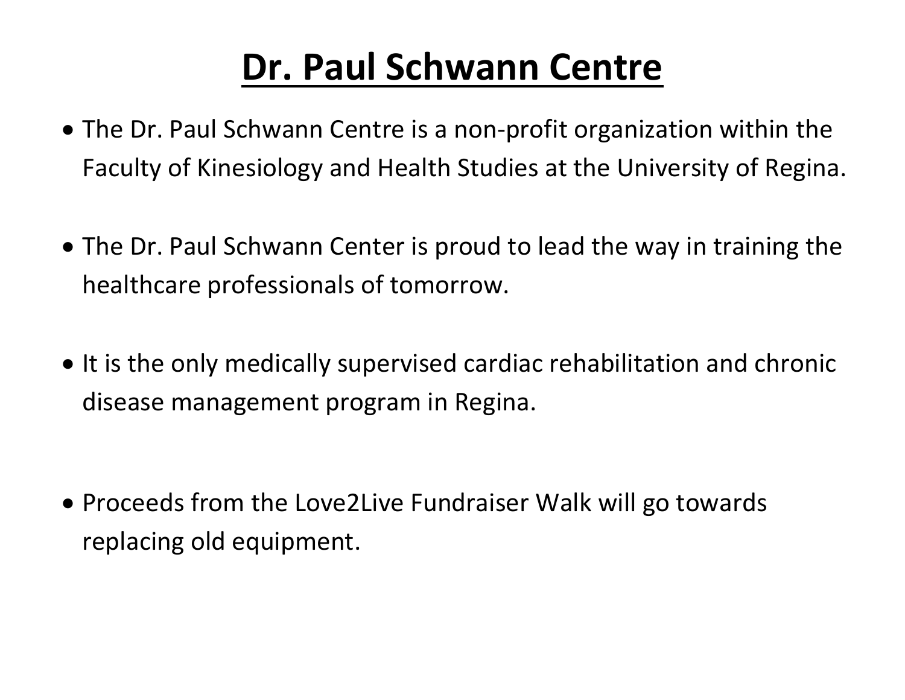# Dr. Paul Schwann Centre

- The Dr. Paul Schwann Centre is a non-profit organization within the Faculty of Kinesiology and Health Studies at the University of Regina.

- The Dr. Paul Schwann Center is proud to lead the way in training the healthcare professionals of tomorrow.

- It is the only medically supervised cardiac rehabilitation and chronic disease management program in Regina.

- Proceeds from the Love2Live Fundraiser Walk will go towards replacing old equipment.